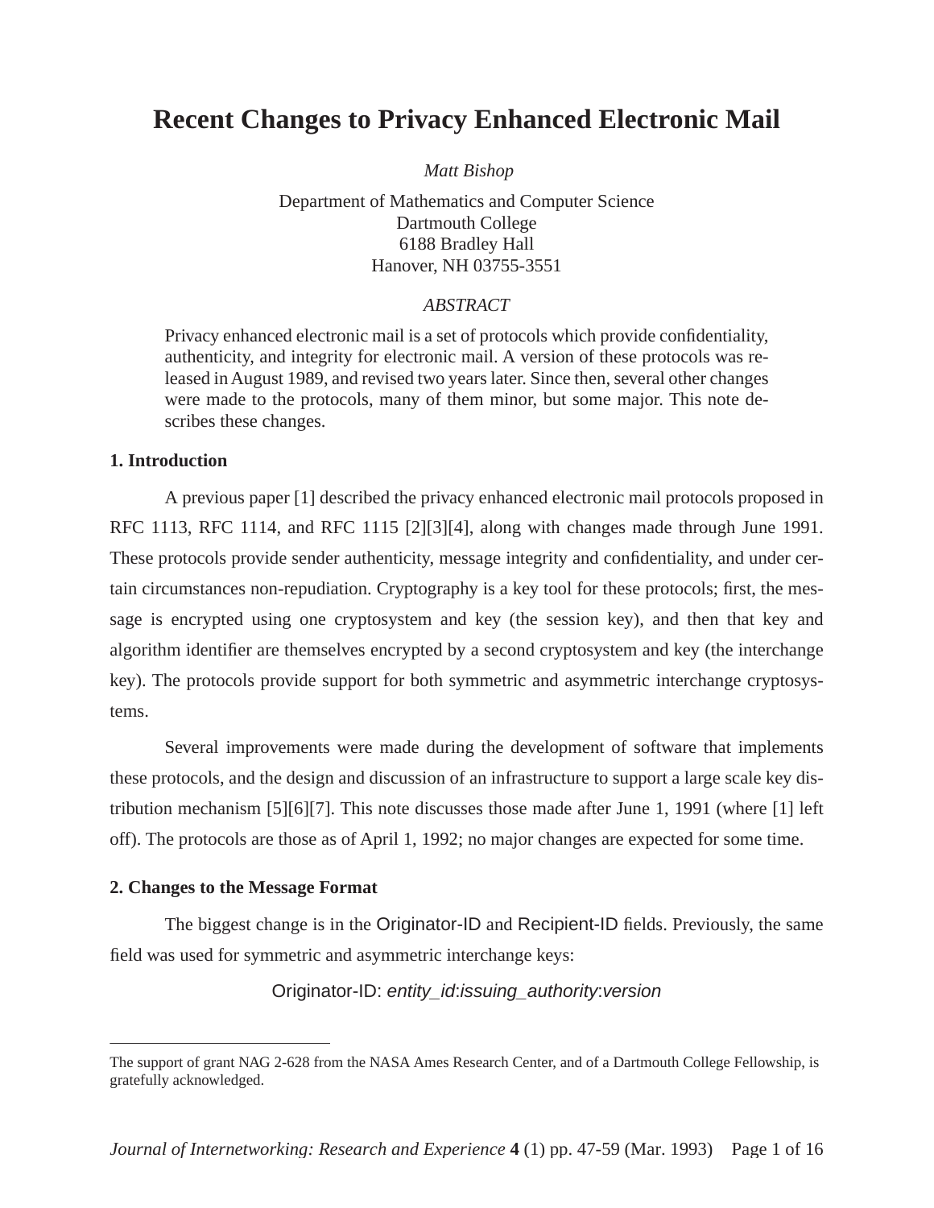# Recent Changes to Privacy Enhanced Electronic Mail

*Matt Bishop*

Department of Mathematics and Computer Science
Dartmouth College
6188 Bradley Hall
Hanover, NH 03755-3551

*ABSTRACT*

Privacy enhanced electronic mail is a set of protocols which provide confidentiality, authenticity, and integrity for electronic mail. A version of these protocols was released in August 1989, and revised two years later. Since then, several other changes were made to the protocols, many of them minor, but some major. This note describes these changes.

## 1. Introduction

A previous paper [1] described the privacy enhanced electronic mail protocols proposed in RFC 1113, RFC 1114, and RFC 1115 [2][3][4], along with changes made through June 1991. These protocols provide sender authenticity, message integrity and confidentiality, and under certain circumstances non-repudiation. Cryptography is a key tool for these protocols; first, the message is encrypted using one cryptosystem and key (the session key), and then that key and algorithm identifier are themselves encrypted by a second cryptosystem and key (the interchange key). The protocols provide support for both symmetric and asymmetric interchange cryptosystems.

Several improvements were made during the development of software that implements these protocols, and the design and discussion of an infrastructure to support a large scale key distribution mechanism [5][6][7]. This note discusses those made after June 1, 1991 (where [1] left off). The protocols are those as of April 1, 1992; no major changes are expected for some time.

## 2. Changes to the Message Format

The biggest change is in the Originator-ID and Recipient-ID fields. Previously, the same field was used for symmetric and asymmetric interchange keys:

Originator-ID: *entity_id*:*issuing_authority*:*version*

---

The support of grant NAG 2-628 from the NASA Ames Research Center, and of a Dartmouth College Fellowship, is gratefully acknowledged.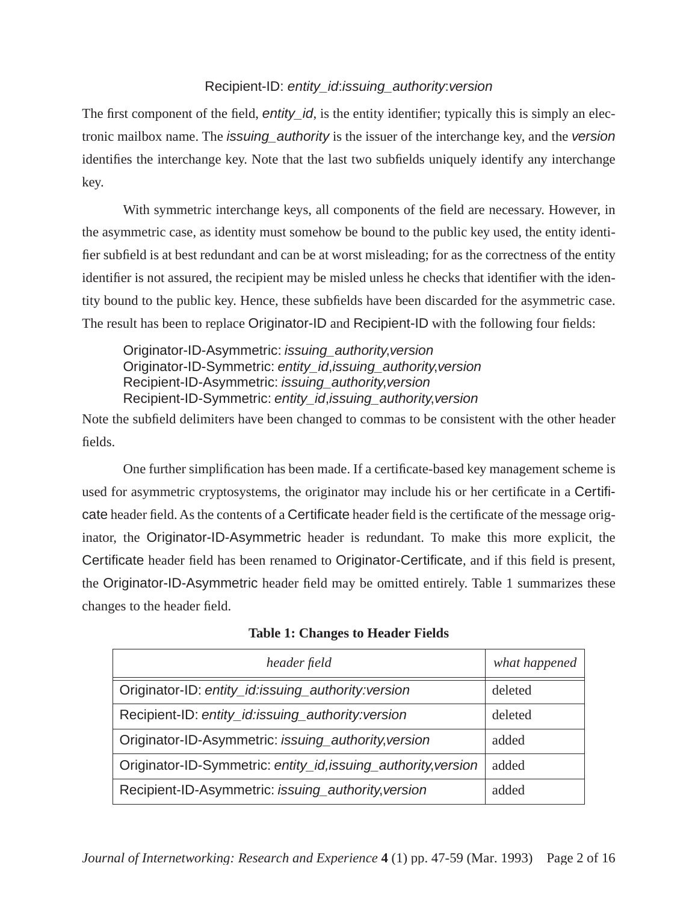Recipient-ID: *entity_id*:*issuing_authority*:*version*

The first component of the field, *entity_id*, is the entity identifier; typically this is simply an electronic mailbox name. The *issuing_authority* is the issuer of the interchange key, and the *version* identifies the interchange key. Note that the last two subfields uniquely identify any interchange key.

With symmetric interchange keys, all components of the field are necessary. However, in the asymmetric case, as identity must somehow be bound to the public key used, the entity identifier subfield is at best redundant and can be at worst misleading; for as the correctness of the entity identifier is not assured, the recipient may be misled unless he checks that identifier with the identity bound to the public key. Hence, these subfields have been discarded for the asymmetric case. The result has been to replace Originator-ID and Recipient-ID with the following four fields:

Originator-ID-Asymmetric: *issuing_authority*,*version*
Originator-ID-Symmetric: *entity_id*,*issuing_authority*,*version*
Recipient-ID-Asymmetric: *issuing_authority*,*version*
Recipient-ID-Symmetric: *entity_id*,*issuing_authority*,*version*

Note the subfield delimiters have been changed to commas to be consistent with the other header fields.

One further simplification has been made. If a certificate-based key management scheme is used for asymmetric cryptosystems, the originator may include his or her certificate in a Certificate header field. As the contents of a Certificate header field is the certificate of the message originator, the Originator-ID-Asymmetric header is redundant. To make this more explicit, the Certificate header field has been renamed to Originator-Certificate, and if this field is present, the Originator-ID-Asymmetric header field may be omitted entirely. Table 1 summarizes these changes to the header field.

**Table 1: Changes to Header Fields**

| *header field* | *what happened* |
| --- | --- |
| Originator-ID: *entity_id:issuing_authority:version* | deleted |
| Recipient-ID: *entity_id:issuing_authority:version* | deleted |
| Originator-ID-Asymmetric: *issuing_authority,version* | added |
| Originator-ID-Symmetric: *entity_id,issuing_authority,version* | added |
| Recipient-ID-Asymmetric: *issuing_authority,version* | added |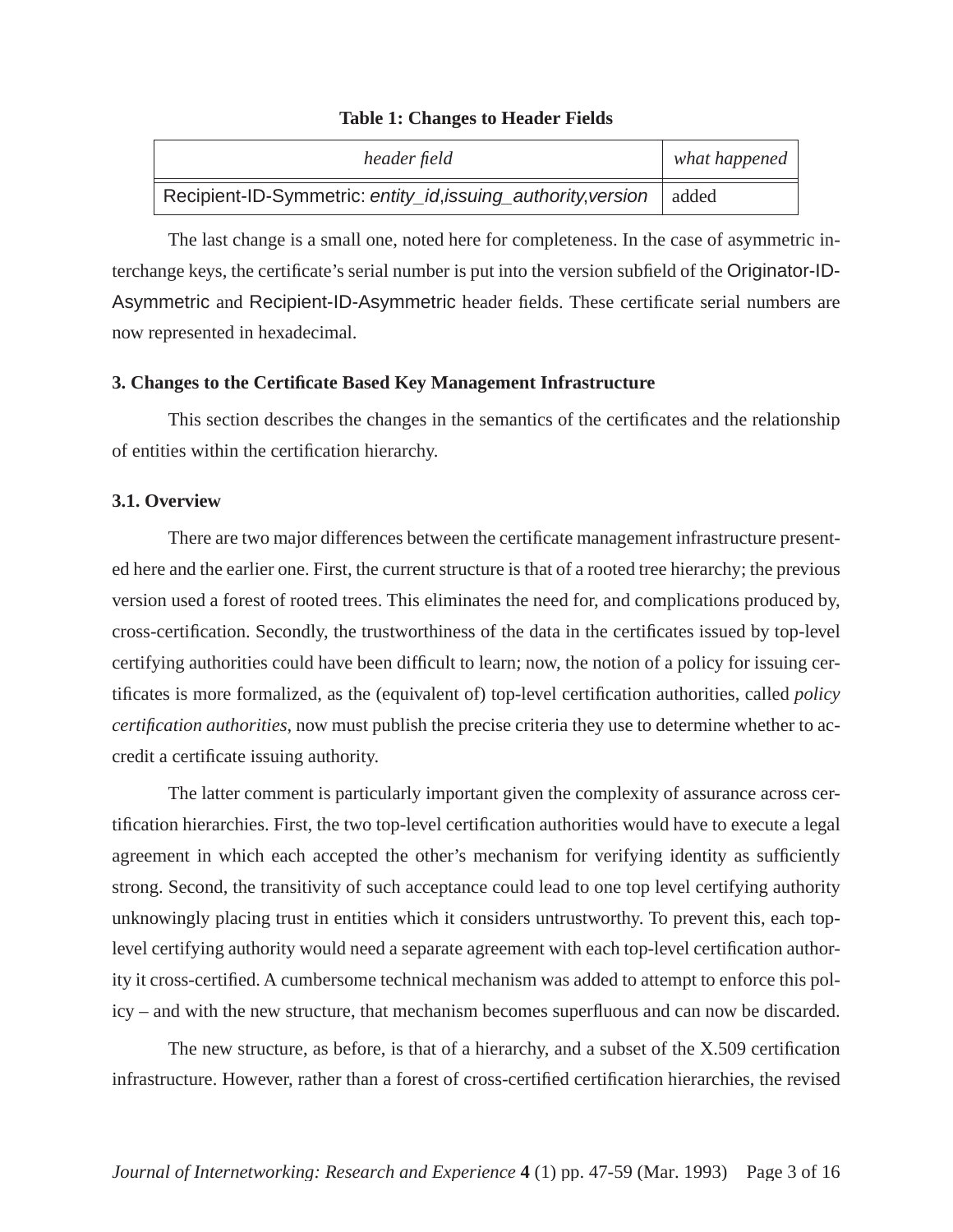**Table 1: Changes to Header Fields**

| *header field* | *what happened* |
| --- | --- |
| Recipient-ID-Symmetric: *entity_id*,*issuing_authority*,*version* | added |

The last change is a small one, noted here for completeness. In the case of asymmetric interchange keys, the certificate's serial number is put into the version subfield of the Originator-ID-Asymmetric and Recipient-ID-Asymmetric header fields. These certificate serial numbers are now represented in hexadecimal.

### 3. Changes to the Certificate Based Key Management Infrastructure

This section describes the changes in the semantics of the certificates and the relationship of entities within the certification hierarchy.

#### 3.1. Overview

There are two major differences between the certificate management infrastructure presented here and the earlier one. First, the current structure is that of a rooted tree hierarchy; the previous version used a forest of rooted trees. This eliminates the need for, and complications produced by, cross-certification. Secondly, the trustworthiness of the data in the certificates issued by top-level certifying authorities could have been difficult to learn; now, the notion of a policy for issuing certificates is more formalized, as the (equivalent of) top-level certification authorities, called *policy certification authorities*, now must publish the precise criteria they use to determine whether to accredit a certificate issuing authority.

The latter comment is particularly important given the complexity of assurance across certification hierarchies. First, the two top-level certification authorities would have to execute a legal agreement in which each accepted the other's mechanism for verifying identity as sufficiently strong. Second, the transitivity of such acceptance could lead to one top level certifying authority unknowingly placing trust in entities which it considers untrustworthy. To prevent this, each top-level certifying authority would need a separate agreement with each top-level certification authority it cross-certified. A cumbersome technical mechanism was added to attempt to enforce this policy – and with the new structure, that mechanism becomes superfluous and can now be discarded.

The new structure, as before, is that of a hierarchy, and a subset of the X.509 certification infrastructure. However, rather than a forest of cross-certified certification hierarchies, the revised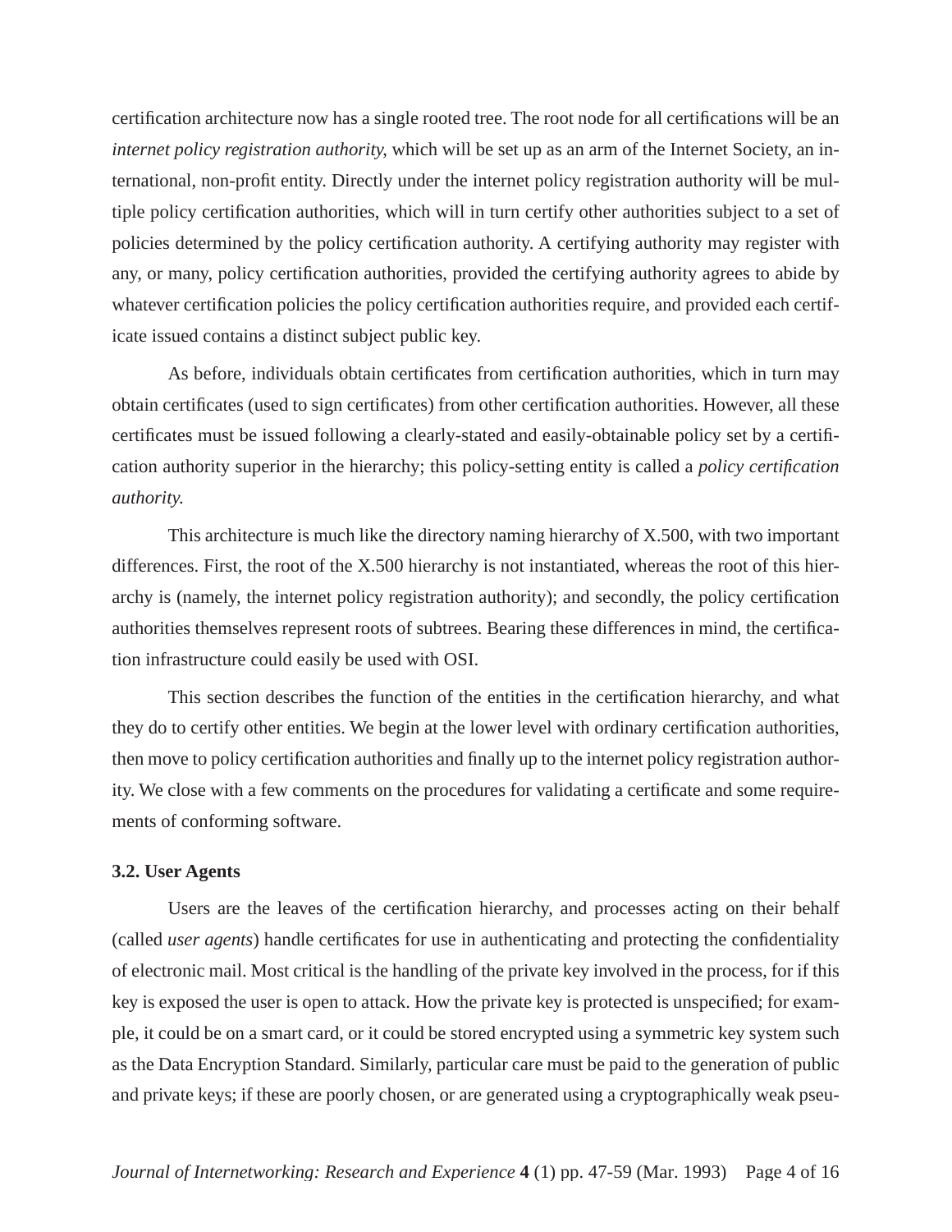certification architecture now has a single rooted tree. The root node for all certifications will be an *internet policy registration authority*, which will be set up as an arm of the Internet Society, an international, non-profit entity. Directly under the internet policy registration authority will be multiple policy certification authorities, which will in turn certify other authorities subject to a set of policies determined by the policy certification authority. A certifying authority may register with any, or many, policy certification authorities, provided the certifying authority agrees to abide by whatever certification policies the policy certification authorities require, and provided each certificate issued contains a distinct subject public key.

As before, individuals obtain certificates from certification authorities, which in turn may obtain certificates (used to sign certificates) from other certification authorities. However, all these certificates must be issued following a clearly-stated and easily-obtainable policy set by a certification authority superior in the hierarchy; this policy-setting entity is called a *policy certification authority.*

This architecture is much like the directory naming hierarchy of X.500, with two important differences. First, the root of the X.500 hierarchy is not instantiated, whereas the root of this hierarchy is (namely, the internet policy registration authority); and secondly, the policy certification authorities themselves represent roots of subtrees. Bearing these differences in mind, the certification infrastructure could easily be used with OSI.

This section describes the function of the entities in the certification hierarchy, and what they do to certify other entities. We begin at the lower level with ordinary certification authorities, then move to policy certification authorities and finally up to the internet policy registration authority. We close with a few comments on the procedures for validating a certificate and some requirements of conforming software.

### 3.2. User Agents

Users are the leaves of the certification hierarchy, and processes acting on their behalf (called *user agents*) handle certificates for use in authenticating and protecting the confidentiality of electronic mail. Most critical is the handling of the private key involved in the process, for if this key is exposed the user is open to attack. How the private key is protected is unspecified; for example, it could be on a smart card, or it could be stored encrypted using a symmetric key system such as the Data Encryption Standard. Similarly, particular care must be paid to the generation of public and private keys; if these are poorly chosen, or are generated using a cryptographically weak pseu-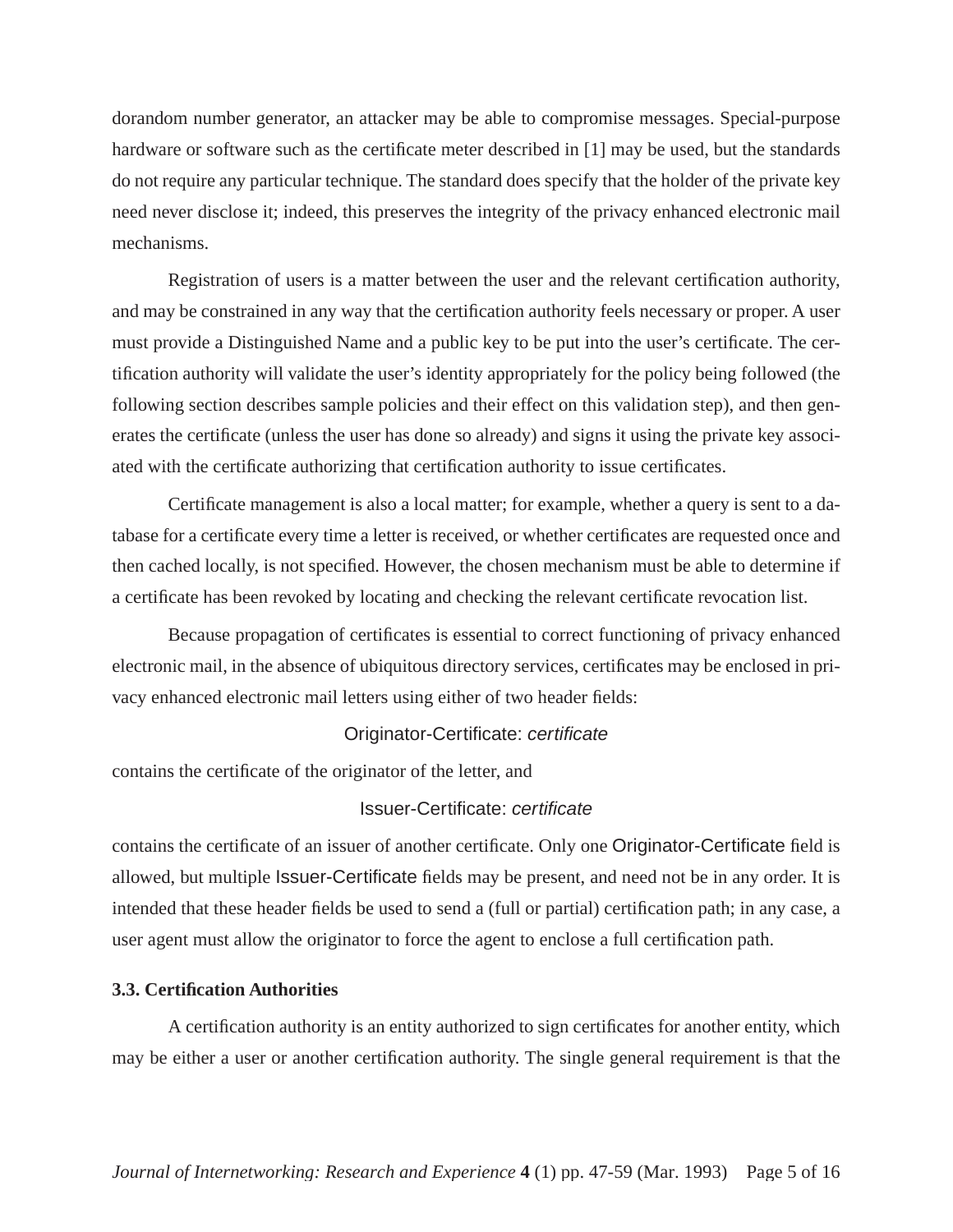dorandom number generator, an attacker may be able to compromise messages. Special-purpose hardware or software such as the certificate meter described in [1] may be used, but the standards do not require any particular technique. The standard does specify that the holder of the private key need never disclose it; indeed, this preserves the integrity of the privacy enhanced electronic mail mechanisms.

Registration of users is a matter between the user and the relevant certification authority, and may be constrained in any way that the certification authority feels necessary or proper. A user must provide a Distinguished Name and a public key to be put into the user's certificate. The certification authority will validate the user's identity appropriately for the policy being followed (the following section describes sample policies and their effect on this validation step), and then generates the certificate (unless the user has done so already) and signs it using the private key associated with the certificate authorizing that certification authority to issue certificates.

Certificate management is also a local matter; for example, whether a query is sent to a database for a certificate every time a letter is received, or whether certificates are requested once and then cached locally, is not specified. However, the chosen mechanism must be able to determine if a certificate has been revoked by locating and checking the relevant certificate revocation list.

Because propagation of certificates is essential to correct functioning of privacy enhanced electronic mail, in the absence of ubiquitous directory services, certificates may be enclosed in privacy enhanced electronic mail letters using either of two header fields:

Originator-Certificate: *certificate*

contains the certificate of the originator of the letter, and

Issuer-Certificate: *certificate*

contains the certificate of an issuer of another certificate. Only one Originator-Certificate field is allowed, but multiple Issuer-Certificate fields may be present, and need not be in any order. It is intended that these header fields be used to send a (full or partial) certification path; in any case, a user agent must allow the originator to force the agent to enclose a full certification path.

### 3.3. Certification Authorities

A certification authority is an entity authorized to sign certificates for another entity, which may be either a user or another certification authority. The single general requirement is that the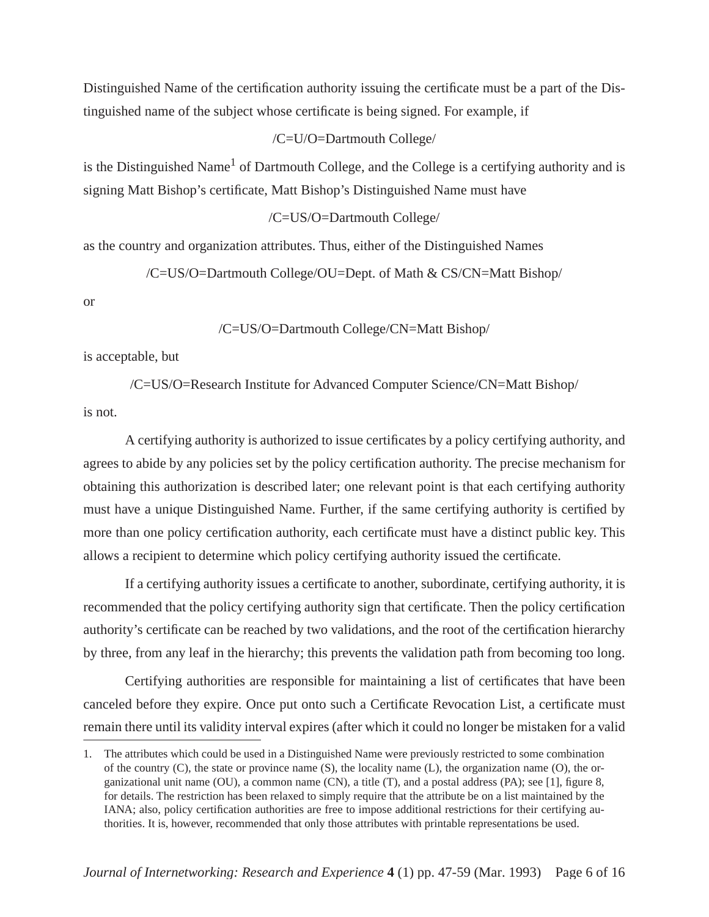Distinguished Name of the certification authority issuing the certificate must be a part of the Distinguished name of the subject whose certificate is being signed. For example, if

/C=U/O=Dartmouth College/

is the Distinguished Name[1] of Dartmouth College, and the College is a certifying authority and is signing Matt Bishop's certificate, Matt Bishop's Distinguished Name must have

/C=US/O=Dartmouth College/

as the country and organization attributes. Thus, either of the Distinguished Names

/C=US/O=Dartmouth College/OU=Dept. of Math & CS/CN=Matt Bishop/

or

/C=US/O=Dartmouth College/CN=Matt Bishop/

is acceptable, but

/C=US/O=Research Institute for Advanced Computer Science/CN=Matt Bishop/

is not.

A certifying authority is authorized to issue certificates by a policy certifying authority, and agrees to abide by any policies set by the policy certification authority. The precise mechanism for obtaining this authorization is described later; one relevant point is that each certifying authority must have a unique Distinguished Name. Further, if the same certifying authority is certified by more than one policy certification authority, each certificate must have a distinct public key. This allows a recipient to determine which policy certifying authority issued the certificate.

If a certifying authority issues a certificate to another, subordinate, certifying authority, it is recommended that the policy certifying authority sign that certificate. Then the policy certification authority's certificate can be reached by two validations, and the root of the certification hierarchy by three, from any leaf in the hierarchy; this prevents the validation path from becoming too long.

Certifying authorities are responsible for maintaining a list of certificates that have been canceled before they expire. Once put onto such a Certificate Revocation List, a certificate must remain there until its validity interval expires (after which it could no longer be mistaken for a valid

---

1. The attributes which could be used in a Distinguished Name were previously restricted to some combination of the country (C), the state or province name (S), the locality name (L), the organization name (O), the organizational unit name (OU), a common name (CN), a title (T), and a postal address (PA); see [1], figure 8, for details. The restriction has been relaxed to simply require that the attribute be on a list maintained by the IANA; also, policy certification authorities are free to impose additional restrictions for their certifying authorities. It is, however, recommended that only those attributes with printable representations be used.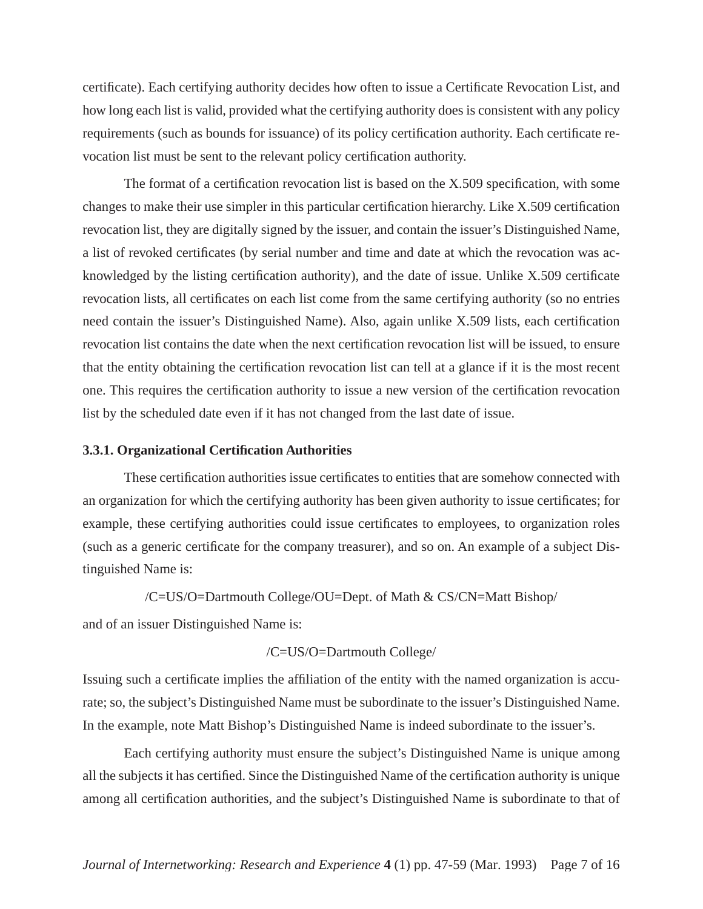certificate). Each certifying authority decides how often to issue a Certificate Revocation List, and how long each list is valid, provided what the certifying authority does is consistent with any policy requirements (such as bounds for issuance) of its policy certification authority. Each certificate revocation list must be sent to the relevant policy certification authority.

The format of a certification revocation list is based on the X.509 specification, with some changes to make their use simpler in this particular certification hierarchy. Like X.509 certification revocation list, they are digitally signed by the issuer, and contain the issuer's Distinguished Name, a list of revoked certificates (by serial number and time and date at which the revocation was acknowledged by the listing certification authority), and the date of issue. Unlike X.509 certificate revocation lists, all certificates on each list come from the same certifying authority (so no entries need contain the issuer's Distinguished Name). Also, again unlike X.509 lists, each certification revocation list contains the date when the next certification revocation list will be issued, to ensure that the entity obtaining the certification revocation list can tell at a glance if it is the most recent one. This requires the certification authority to issue a new version of the certification revocation list by the scheduled date even if it has not changed from the last date of issue.

#### 3.3.1. Organizational Certification Authorities

These certification authorities issue certificates to entities that are somehow connected with an organization for which the certifying authority has been given authority to issue certificates; for example, these certifying authorities could issue certificates to employees, to organization roles (such as a generic certificate for the company treasurer), and so on. An example of a subject Distinguished Name is:

/C=US/O=Dartmouth College/OU=Dept. of Math & CS/CN=Matt Bishop/

and of an issuer Distinguished Name is:

/C=US/O=Dartmouth College/

Issuing such a certificate implies the affiliation of the entity with the named organization is accurate; so, the subject's Distinguished Name must be subordinate to the issuer's Distinguished Name. In the example, note Matt Bishop's Distinguished Name is indeed subordinate to the issuer's.

Each certifying authority must ensure the subject's Distinguished Name is unique among all the subjects it has certified. Since the Distinguished Name of the certification authority is unique among all certification authorities, and the subject's Distinguished Name is subordinate to that of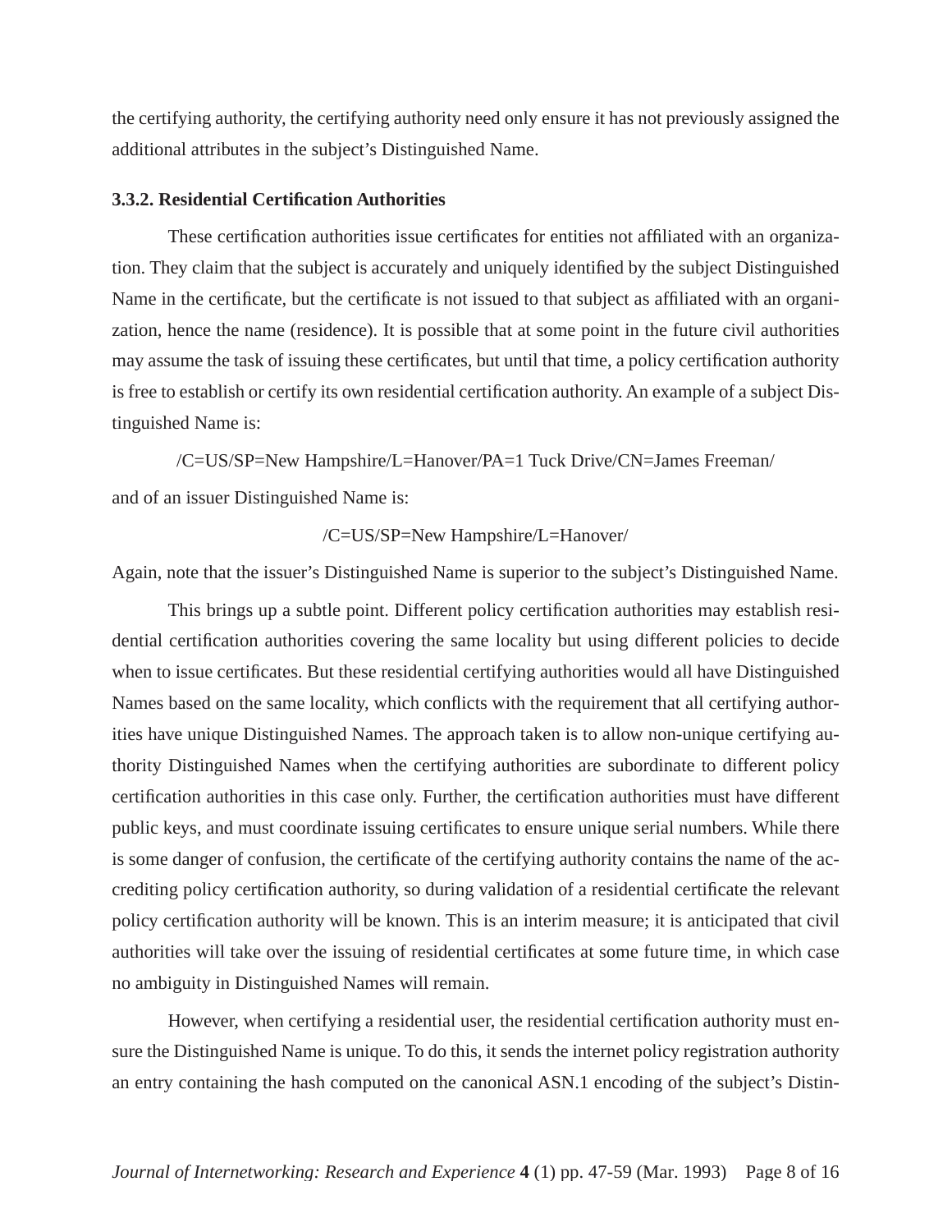the certifying authority, the certifying authority need only ensure it has not previously assigned the additional attributes in the subject's Distinguished Name.

### 3.3.2. Residential Certification Authorities

These certification authorities issue certificates for entities not affiliated with an organization. They claim that the subject is accurately and uniquely identified by the subject Distinguished Name in the certificate, but the certificate is not issued to that subject as affiliated with an organization, hence the name (residence). It is possible that at some point in the future civil authorities may assume the task of issuing these certificates, but until that time, a policy certification authority is free to establish or certify its own residential certification authority. An example of a subject Distinguished Name is:

/C=US/SP=New Hampshire/L=Hanover/PA=1 Tuck Drive/CN=James Freeman/

and of an issuer Distinguished Name is:

/C=US/SP=New Hampshire/L=Hanover/

Again, note that the issuer's Distinguished Name is superior to the subject's Distinguished Name.

This brings up a subtle point. Different policy certification authorities may establish residential certification authorities covering the same locality but using different policies to decide when to issue certificates. But these residential certifying authorities would all have Distinguished Names based on the same locality, which conflicts with the requirement that all certifying authorities have unique Distinguished Names. The approach taken is to allow non-unique certifying authority Distinguished Names when the certifying authorities are subordinate to different policy certification authorities in this case only. Further, the certification authorities must have different public keys, and must coordinate issuing certificates to ensure unique serial numbers. While there is some danger of confusion, the certificate of the certifying authority contains the name of the accrediting policy certification authority, so during validation of a residential certificate the relevant policy certification authority will be known. This is an interim measure; it is anticipated that civil authorities will take over the issuing of residential certificates at some future time, in which case no ambiguity in Distinguished Names will remain.

However, when certifying a residential user, the residential certification authority must ensure the Distinguished Name is unique. To do this, it sends the internet policy registration authority an entry containing the hash computed on the canonical ASN.1 encoding of the subject's Distin-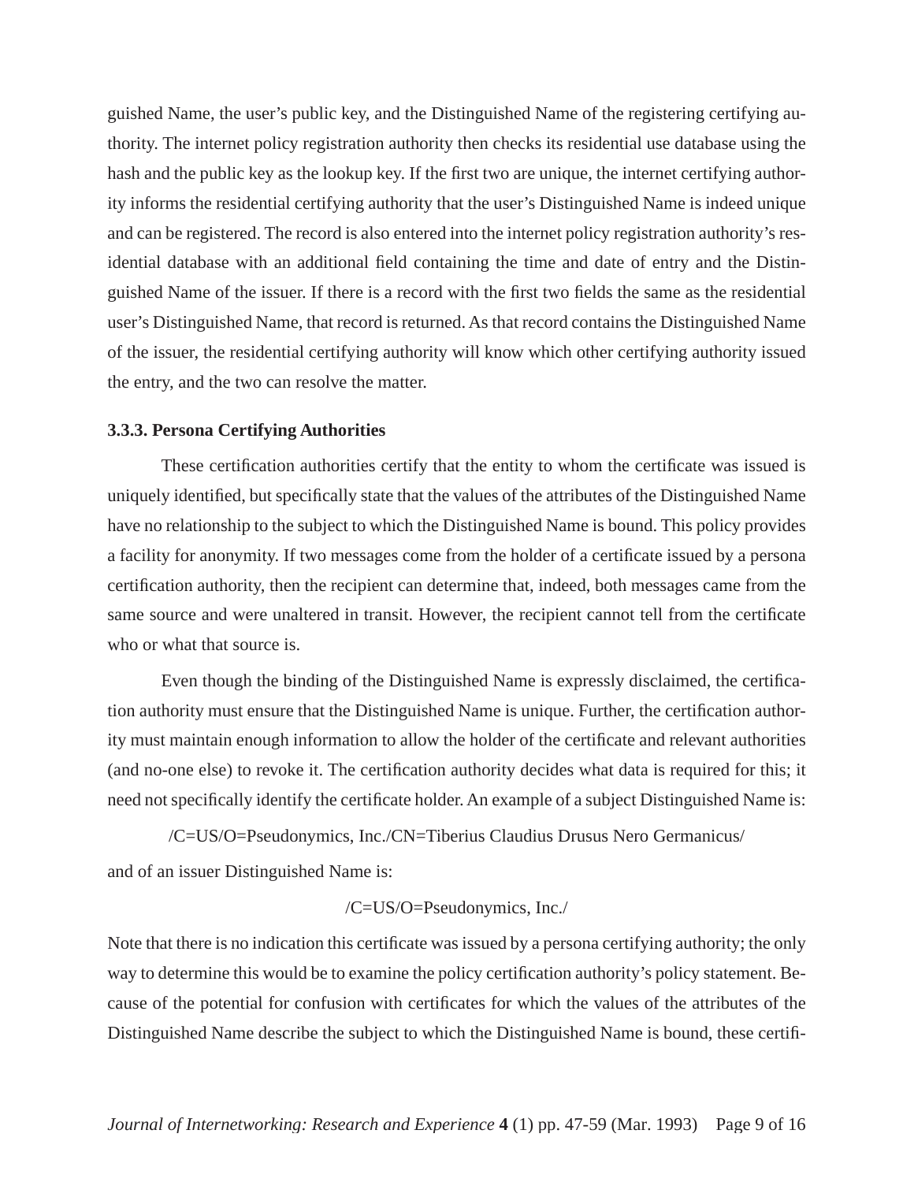guished Name, the user's public key, and the Distinguished Name of the registering certifying authority. The internet policy registration authority then checks its residential use database using the hash and the public key as the lookup key. If the first two are unique, the internet certifying authority informs the residential certifying authority that the user's Distinguished Name is indeed unique and can be registered. The record is also entered into the internet policy registration authority's residential database with an additional field containing the time and date of entry and the Distinguished Name of the issuer. If there is a record with the first two fields the same as the residential user's Distinguished Name, that record is returned. As that record contains the Distinguished Name of the issuer, the residential certifying authority will know which other certifying authority issued the entry, and the two can resolve the matter.

### 3.3.3. Persona Certifying Authorities

These certification authorities certify that the entity to whom the certificate was issued is uniquely identified, but specifically state that the values of the attributes of the Distinguished Name have no relationship to the subject to which the Distinguished Name is bound. This policy provides a facility for anonymity. If two messages come from the holder of a certificate issued by a persona certification authority, then the recipient can determine that, indeed, both messages came from the same source and were unaltered in transit. However, the recipient cannot tell from the certificate who or what that source is.

Even though the binding of the Distinguished Name is expressly disclaimed, the certification authority must ensure that the Distinguished Name is unique. Further, the certification authority must maintain enough information to allow the holder of the certificate and relevant authorities (and no-one else) to revoke it. The certification authority decides what data is required for this; it need not specifically identify the certificate holder. An example of a subject Distinguished Name is:

/C=US/O=Pseudonymics, Inc./CN=Tiberius Claudius Drusus Nero Germanicus/

and of an issuer Distinguished Name is:

/C=US/O=Pseudonymics, Inc./

Note that there is no indication this certificate was issued by a persona certifying authority; the only way to determine this would be to examine the policy certification authority's policy statement. Because of the potential for confusion with certificates for which the values of the attributes of the Distinguished Name describe the subject to which the Distinguished Name is bound, these certifi-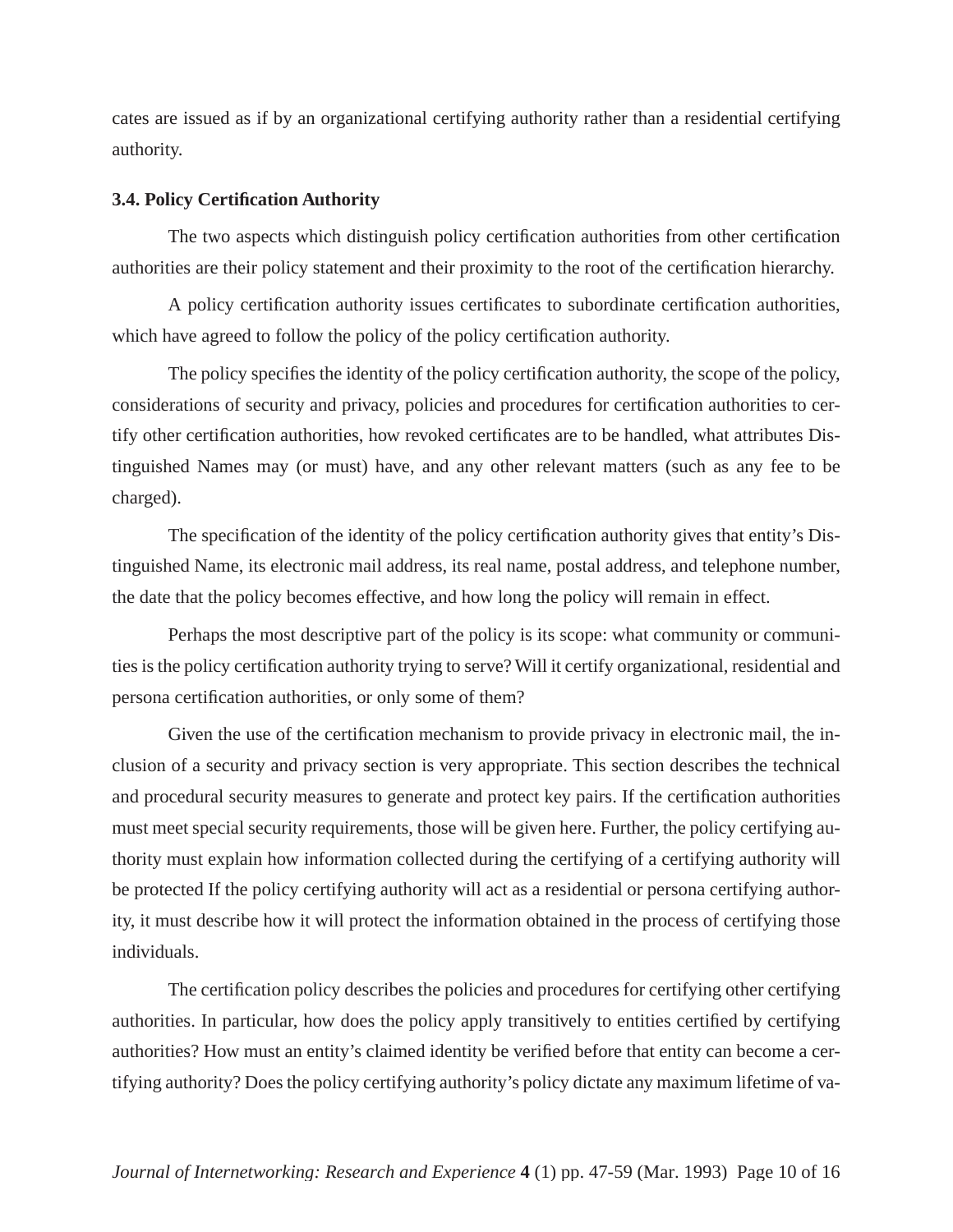cates are issued as if by an organizational certifying authority rather than a residential certifying authority.

### 3.4. Policy Certification Authority

The two aspects which distinguish policy certification authorities from other certification authorities are their policy statement and their proximity to the root of the certification hierarchy.

A policy certification authority issues certificates to subordinate certification authorities, which have agreed to follow the policy of the policy certification authority.

The policy specifies the identity of the policy certification authority, the scope of the policy, considerations of security and privacy, policies and procedures for certification authorities to certify other certification authorities, how revoked certificates are to be handled, what attributes Distinguished Names may (or must) have, and any other relevant matters (such as any fee to be charged).

The specification of the identity of the policy certification authority gives that entity's Distinguished Name, its electronic mail address, its real name, postal address, and telephone number, the date that the policy becomes effective, and how long the policy will remain in effect.

Perhaps the most descriptive part of the policy is its scope: what community or communities is the policy certification authority trying to serve? Will it certify organizational, residential and persona certification authorities, or only some of them?

Given the use of the certification mechanism to provide privacy in electronic mail, the inclusion of a security and privacy section is very appropriate. This section describes the technical and procedural security measures to generate and protect key pairs. If the certification authorities must meet special security requirements, those will be given here. Further, the policy certifying authority must explain how information collected during the certifying of a certifying authority will be protected If the policy certifying authority will act as a residential or persona certifying authority, it must describe how it will protect the information obtained in the process of certifying those individuals.

The certification policy describes the policies and procedures for certifying other certifying authorities. In particular, how does the policy apply transitively to entities certified by certifying authorities? How must an entity's claimed identity be verified before that entity can become a certifying authority? Does the policy certifying authority's policy dictate any maximum lifetime of va-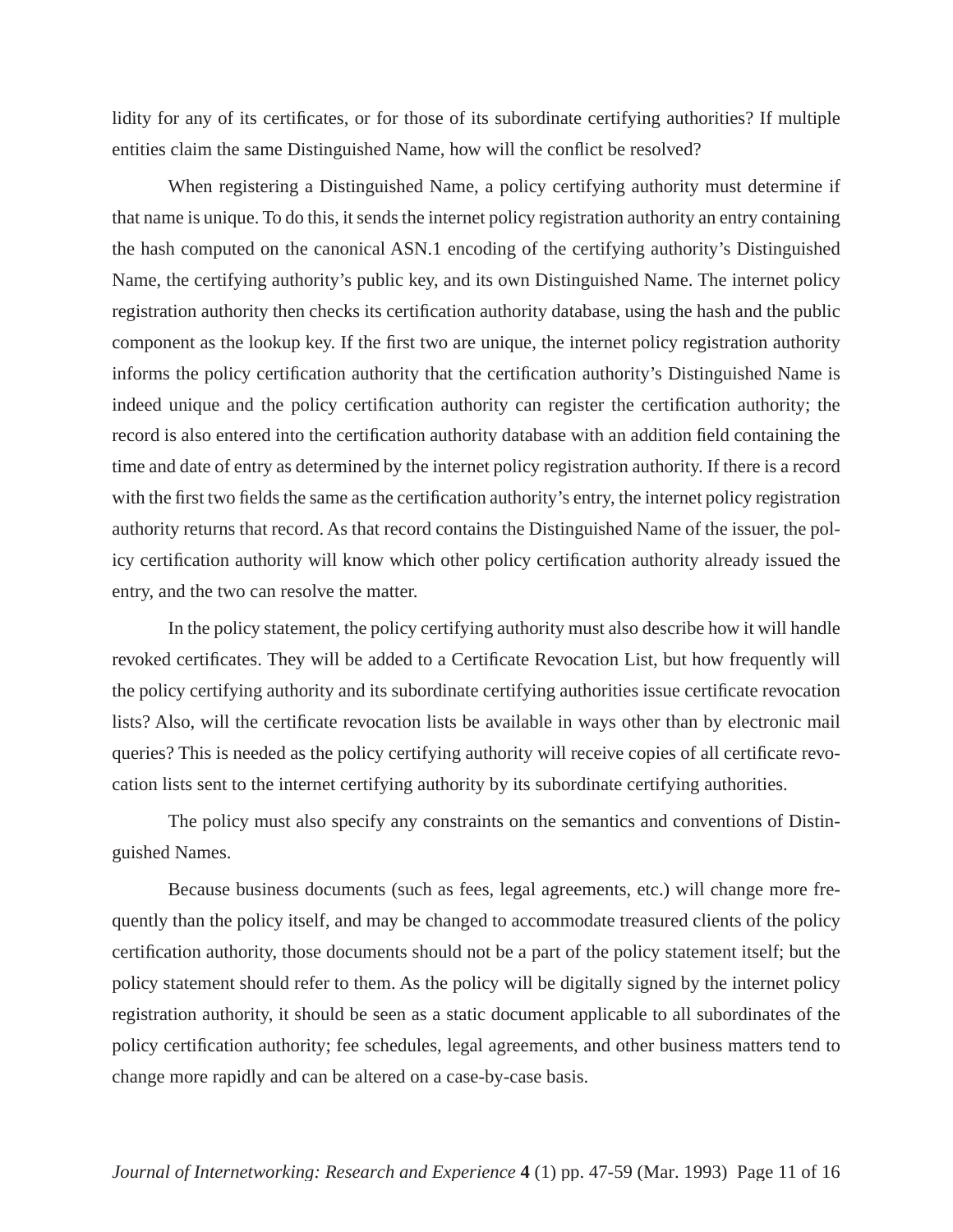lidity for any of its certificates, or for those of its subordinate certifying authorities? If multiple entities claim the same Distinguished Name, how will the conflict be resolved?

When registering a Distinguished Name, a policy certifying authority must determine if that name is unique. To do this, it sends the internet policy registration authority an entry containing the hash computed on the canonical ASN.1 encoding of the certifying authority's Distinguished Name, the certifying authority's public key, and its own Distinguished Name. The internet policy registration authority then checks its certification authority database, using the hash and the public component as the lookup key. If the first two are unique, the internet policy registration authority informs the policy certification authority that the certification authority's Distinguished Name is indeed unique and the policy certification authority can register the certification authority; the record is also entered into the certification authority database with an addition field containing the time and date of entry as determined by the internet policy registration authority. If there is a record with the first two fields the same as the certification authority's entry, the internet policy registration authority returns that record. As that record contains the Distinguished Name of the issuer, the policy certification authority will know which other policy certification authority already issued the entry, and the two can resolve the matter.

In the policy statement, the policy certifying authority must also describe how it will handle revoked certificates. They will be added to a Certificate Revocation List, but how frequently will the policy certifying authority and its subordinate certifying authorities issue certificate revocation lists? Also, will the certificate revocation lists be available in ways other than by electronic mail queries? This is needed as the policy certifying authority will receive copies of all certificate revocation lists sent to the internet certifying authority by its subordinate certifying authorities.

The policy must also specify any constraints on the semantics and conventions of Distinguished Names.

Because business documents (such as fees, legal agreements, etc.) will change more frequently than the policy itself, and may be changed to accommodate treasured clients of the policy certification authority, those documents should not be a part of the policy statement itself; but the policy statement should refer to them. As the policy will be digitally signed by the internet policy registration authority, it should be seen as a static document applicable to all subordinates of the policy certification authority; fee schedules, legal agreements, and other business matters tend to change more rapidly and can be altered on a case-by-case basis.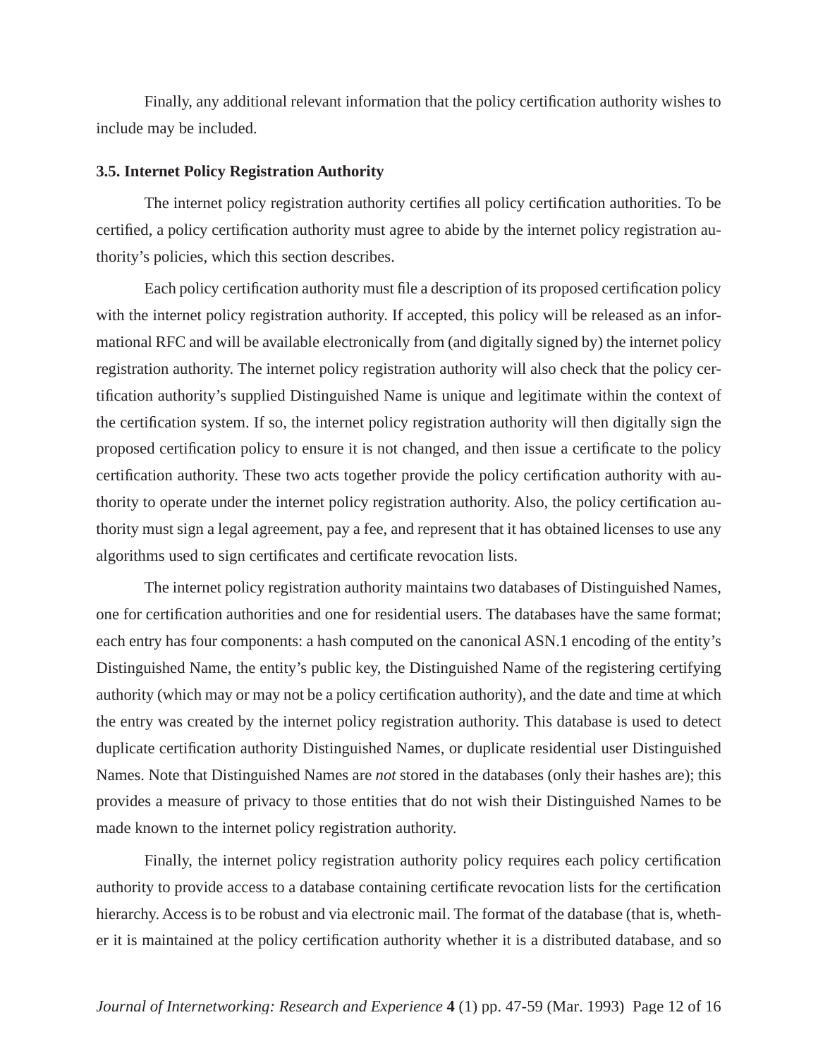Finally, any additional relevant information that the policy certification authority wishes to include may be included.

### 3.5. Internet Policy Registration Authority

The internet policy registration authority certifies all policy certification authorities. To be certified, a policy certification authority must agree to abide by the internet policy registration authority's policies, which this section describes.

Each policy certification authority must file a description of its proposed certification policy with the internet policy registration authority. If accepted, this policy will be released as an informational RFC and will be available electronically from (and digitally signed by) the internet policy registration authority. The internet policy registration authority will also check that the policy certification authority's supplied Distinguished Name is unique and legitimate within the context of the certification system. If so, the internet policy registration authority will then digitally sign the proposed certification policy to ensure it is not changed, and then issue a certificate to the policy certification authority. These two acts together provide the policy certification authority with authority to operate under the internet policy registration authority. Also, the policy certification authority must sign a legal agreement, pay a fee, and represent that it has obtained licenses to use any algorithms used to sign certificates and certificate revocation lists.

The internet policy registration authority maintains two databases of Distinguished Names, one for certification authorities and one for residential users. The databases have the same format; each entry has four components: a hash computed on the canonical ASN.1 encoding of the entity's Distinguished Name, the entity's public key, the Distinguished Name of the registering certifying authority (which may or may not be a policy certification authority), and the date and time at which the entry was created by the internet policy registration authority. This database is used to detect duplicate certification authority Distinguished Names, or duplicate residential user Distinguished Names. Note that Distinguished Names are *not* stored in the databases (only their hashes are); this provides a measure of privacy to those entities that do not wish their Distinguished Names to be made known to the internet policy registration authority.

Finally, the internet policy registration authority policy requires each policy certification authority to provide access to a database containing certificate revocation lists for the certification hierarchy. Access is to be robust and via electronic mail. The format of the database (that is, whether it is maintained at the policy certification authority whether it is a distributed database, and so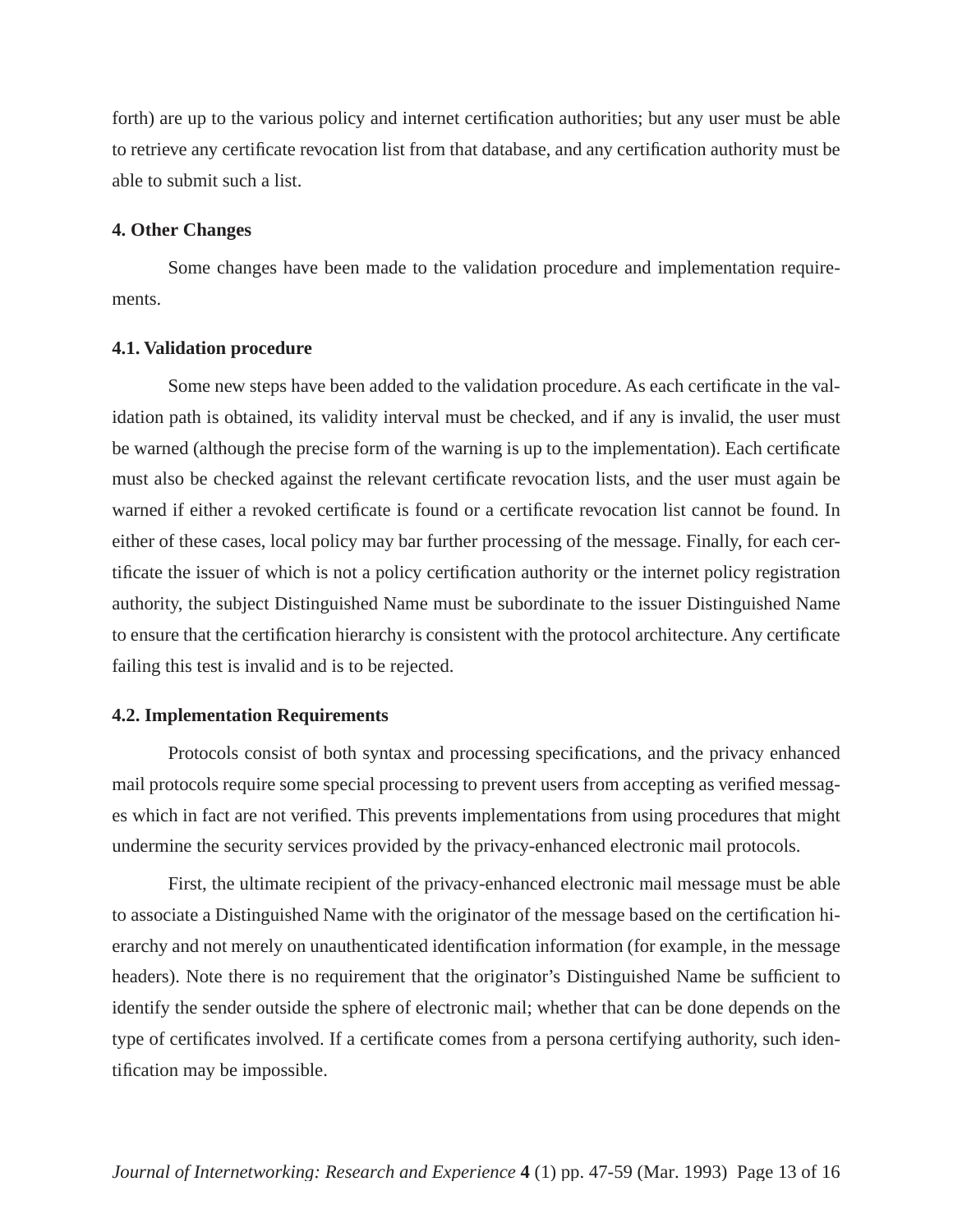forth) are up to the various policy and internet certification authorities; but any user must be able to retrieve any certificate revocation list from that database, and any certification authority must be able to submit such a list.

## 4. Other Changes

Some changes have been made to the validation procedure and implementation requirements.

### 4.1. Validation procedure

Some new steps have been added to the validation procedure. As each certificate in the validation path is obtained, its validity interval must be checked, and if any is invalid, the user must be warned (although the precise form of the warning is up to the implementation). Each certificate must also be checked against the relevant certificate revocation lists, and the user must again be warned if either a revoked certificate is found or a certificate revocation list cannot be found. In either of these cases, local policy may bar further processing of the message. Finally, for each certificate the issuer of which is not a policy certification authority or the internet policy registration authority, the subject Distinguished Name must be subordinate to the issuer Distinguished Name to ensure that the certification hierarchy is consistent with the protocol architecture. Any certificate failing this test is invalid and is to be rejected.

### 4.2. Implementation Requirements

Protocols consist of both syntax and processing specifications, and the privacy enhanced mail protocols require some special processing to prevent users from accepting as verified messages which in fact are not verified. This prevents implementations from using procedures that might undermine the security services provided by the privacy-enhanced electronic mail protocols.

First, the ultimate recipient of the privacy-enhanced electronic mail message must be able to associate a Distinguished Name with the originator of the message based on the certification hierarchy and not merely on unauthenticated identification information (for example, in the message headers). Note there is no requirement that the originator's Distinguished Name be sufficient to identify the sender outside the sphere of electronic mail; whether that can be done depends on the type of certificates involved. If a certificate comes from a persona certifying authority, such identification may be impossible.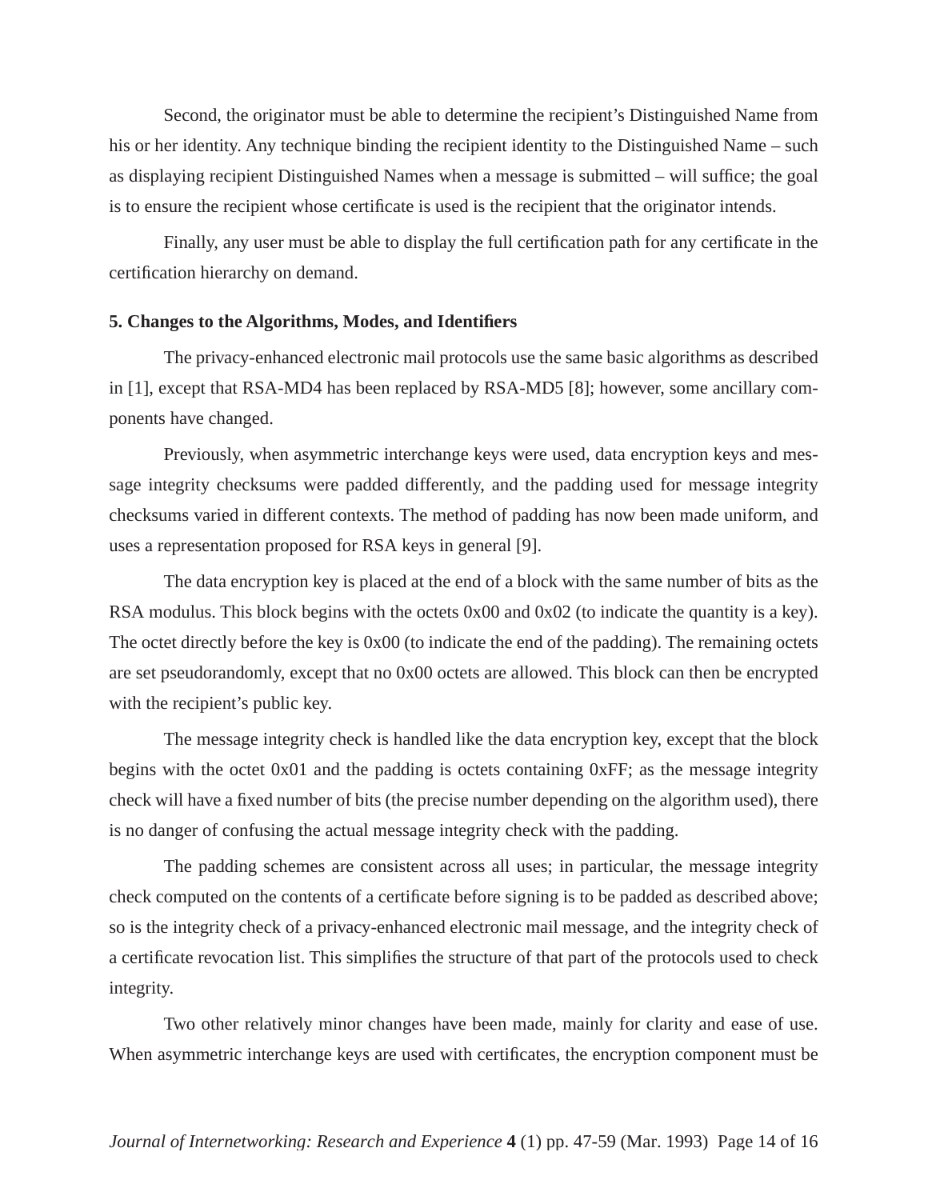Second, the originator must be able to determine the recipient's Distinguished Name from his or her identity. Any technique binding the recipient identity to the Distinguished Name – such as displaying recipient Distinguished Names when a message is submitted – will suffice; the goal is to ensure the recipient whose certificate is used is the recipient that the originator intends.

Finally, any user must be able to display the full certification path for any certificate in the certification hierarchy on demand.

**5. Changes to the Algorithms, Modes, and Identifiers**

The privacy-enhanced electronic mail protocols use the same basic algorithms as described in [1], except that RSA-MD4 has been replaced by RSA-MD5 [8]; however, some ancillary components have changed.

Previously, when asymmetric interchange keys were used, data encryption keys and message integrity checksums were padded differently, and the padding used for message integrity checksums varied in different contexts. The method of padding has now been made uniform, and uses a representation proposed for RSA keys in general [9].

The data encryption key is placed at the end of a block with the same number of bits as the RSA modulus. This block begins with the octets 0x00 and 0x02 (to indicate the quantity is a key). The octet directly before the key is 0x00 (to indicate the end of the padding). The remaining octets are set pseudorandomly, except that no 0x00 octets are allowed. This block can then be encrypted with the recipient's public key.

The message integrity check is handled like the data encryption key, except that the block begins with the octet 0x01 and the padding is octets containing 0xFF; as the message integrity check will have a fixed number of bits (the precise number depending on the algorithm used), there is no danger of confusing the actual message integrity check with the padding.

The padding schemes are consistent across all uses; in particular, the message integrity check computed on the contents of a certificate before signing is to be padded as described above; so is the integrity check of a privacy-enhanced electronic mail message, and the integrity check of a certificate revocation list. This simplifies the structure of that part of the protocols used to check integrity.

Two other relatively minor changes have been made, mainly for clarity and ease of use. When asymmetric interchange keys are used with certificates, the encryption component must be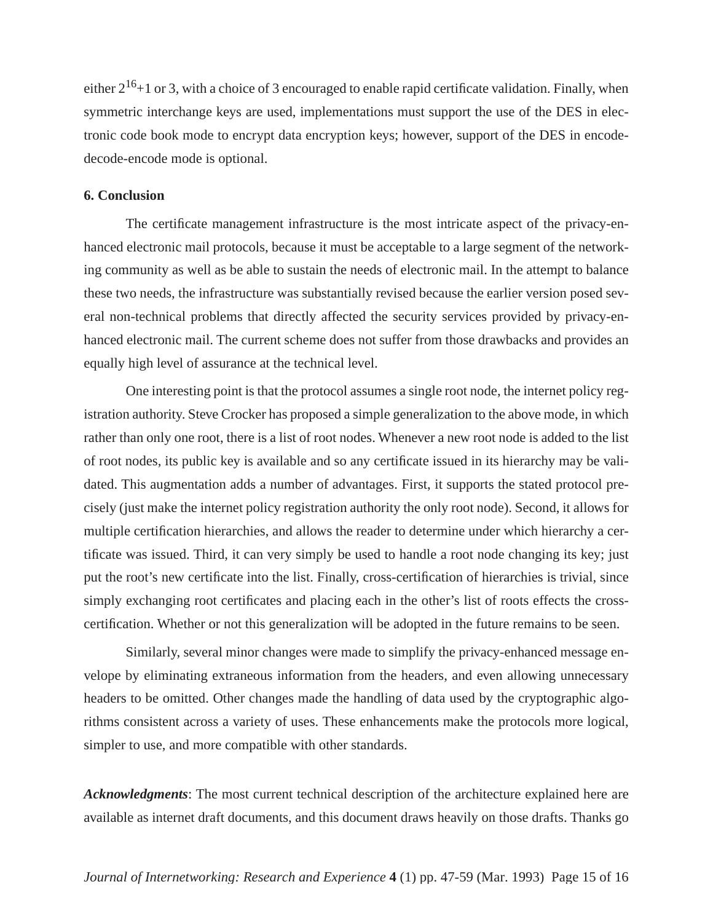either $2^{16}+1$ or 3, with a choice of 3 encouraged to enable rapid certificate validation. Finally, when symmetric interchange keys are used, implementations must support the use of the DES in electronic code book mode to encrypt data encryption keys; however, support of the DES in encode-decode-encode mode is optional.

## 6. Conclusion

The certificate management infrastructure is the most intricate aspect of the privacy-enhanced electronic mail protocols, because it must be acceptable to a large segment of the networking community as well as be able to sustain the needs of electronic mail. In the attempt to balance these two needs, the infrastructure was substantially revised because the earlier version posed several non-technical problems that directly affected the security services provided by privacy-enhanced electronic mail. The current scheme does not suffer from those drawbacks and provides an equally high level of assurance at the technical level.

One interesting point is that the protocol assumes a single root node, the internet policy registration authority. Steve Crocker has proposed a simple generalization to the above mode, in which rather than only one root, there is a list of root nodes. Whenever a new root node is added to the list of root nodes, its public key is available and so any certificate issued in its hierarchy may be validated. This augmentation adds a number of advantages. First, it supports the stated protocol precisely (just make the internet policy registration authority the only root node). Second, it allows for multiple certification hierarchies, and allows the reader to determine under which hierarchy a certificate was issued. Third, it can very simply be used to handle a root node changing its key; just put the root's new certificate into the list. Finally, cross-certification of hierarchies is trivial, since simply exchanging root certificates and placing each in the other's list of roots effects the cross-certification. Whether or not this generalization will be adopted in the future remains to be seen.

Similarly, several minor changes were made to simplify the privacy-enhanced message envelope by eliminating extraneous information from the headers, and even allowing unnecessary headers to be omitted. Other changes made the handling of data used by the cryptographic algorithms consistent across a variety of uses. These enhancements make the protocols more logical, simpler to use, and more compatible with other standards.

***Acknowledgments***: The most current technical description of the architecture explained here are available as internet draft documents, and this document draws heavily on those drafts. Thanks go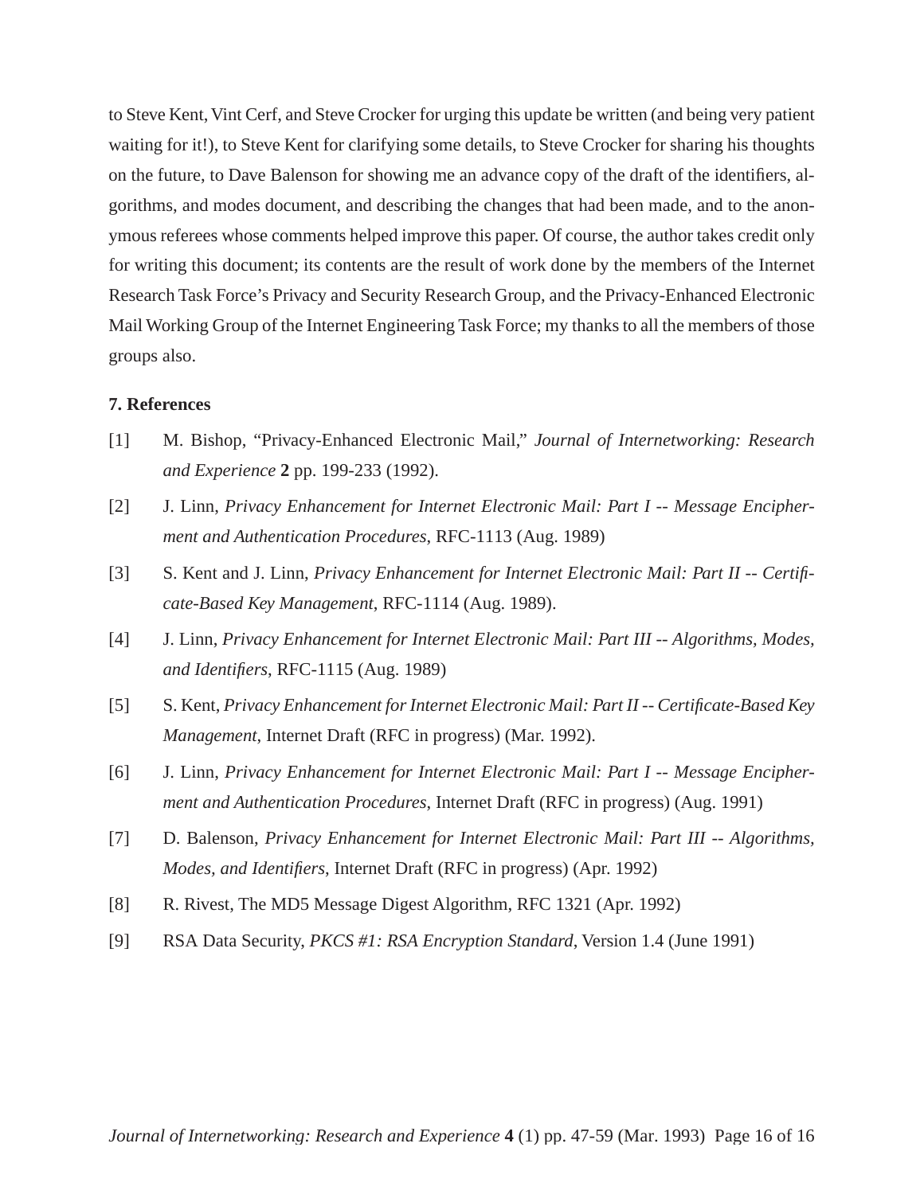to Steve Kent, Vint Cerf, and Steve Crocker for urging this update be written (and being very patient waiting for it!), to Steve Kent for clarifying some details, to Steve Crocker for sharing his thoughts on the future, to Dave Balenson for showing me an advance copy of the draft of the identifiers, algorithms, and modes document, and describing the changes that had been made, and to the anonymous referees whose comments helped improve this paper. Of course, the author takes credit only for writing this document; its contents are the result of work done by the members of the Internet Research Task Force's Privacy and Security Research Group, and the Privacy-Enhanced Electronic Mail Working Group of the Internet Engineering Task Force; my thanks to all the members of those groups also.

## 7. References

[1] M. Bishop, "Privacy-Enhanced Electronic Mail," *Journal of Internetworking: Research and Experience* **2** pp. 199-233 (1992).

[2] J. Linn, *Privacy Enhancement for Internet Electronic Mail: Part I -- Message Encipherment and Authentication Procedures*, RFC-1113 (Aug. 1989)

[3] S. Kent and J. Linn, *Privacy Enhancement for Internet Electronic Mail: Part II -- Certificate-Based Key Management*, RFC-1114 (Aug. 1989).

[4] J. Linn, *Privacy Enhancement for Internet Electronic Mail: Part III -- Algorithms, Modes, and Identifiers*, RFC-1115 (Aug. 1989)

[5] S. Kent, *Privacy Enhancement for Internet Electronic Mail: Part II -- Certificate-Based Key Management*, Internet Draft (RFC in progress) (Mar. 1992).

[6] J. Linn, *Privacy Enhancement for Internet Electronic Mail: Part I -- Message Encipherment and Authentication Procedures*, Internet Draft (RFC in progress) (Aug. 1991)

[7] D. Balenson, *Privacy Enhancement for Internet Electronic Mail: Part III -- Algorithms, Modes, and Identifiers*, Internet Draft (RFC in progress) (Apr. 1992)

[8] R. Rivest, The MD5 Message Digest Algorithm, RFC 1321 (Apr. 1992)

[9] RSA Data Security, *PKCS #1: RSA Encryption Standard*, Version 1.4 (June 1991)